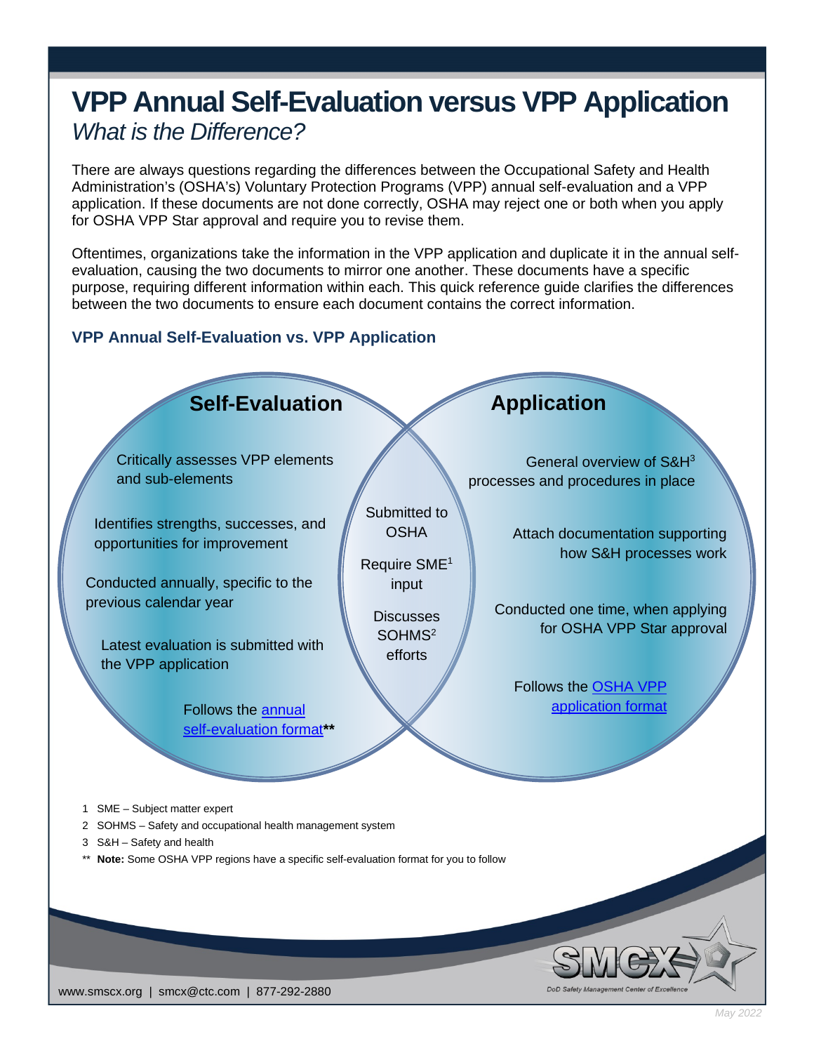# VPP Annual Self-Evaluation versus VPP Application

*What is the Difference?*

There are always questions regarding the differences between the Occupational Safety and Health Administration's (OSHA's) Voluntary Protection Programs (VPP) annual self-evaluation and a VPP application. If these documents are not done correctly, OSHA may reject one or both when you apply for OSHA VPP Star approval and require you to revise them.

Oftentimes, organizations take the information in the VPP application and duplicate it in the annual self-evaluation, causing the two documents to mirror one another. These documents have a specific purpose, requiring different information within each. This quick reference guide clarifies the differences between the two documents to ensure each document contains the correct information.

## VPP Annual Self-Evaluation vs. VPP Application

### Self-Evaluation

- Critically assesses VPP elements and sub-elements
- Identifies strengths, successes, and opportunities for improvement
- Conducted annually, specific to the previous calendar year
- Latest evaluation is submitted with the VPP application
- Follows the annual self-evaluation format**

### Both

- Submitted to OSHA
- Require SME[1] input
- Discusses SOHMS[2] efforts

### Application

- General overview of S&H[3] processes and procedures in place
- Attach documentation supporting how S&H processes work
- Conducted one time, when applying for OSHA VPP Star approval
- Follows the OSHA VPP application format

1 SME – Subject matter expert

2 SOHMS – Safety and occupational health management system

3 S&H – Safety and health

** **Note:** Some OSHA VPP regions have a specific self-evaluation format for you to follow

SMCX – DoD Safety Management Center of Excellence

www.smcx.org | smcx@ctc.com | 877-292-2880

*May 2022*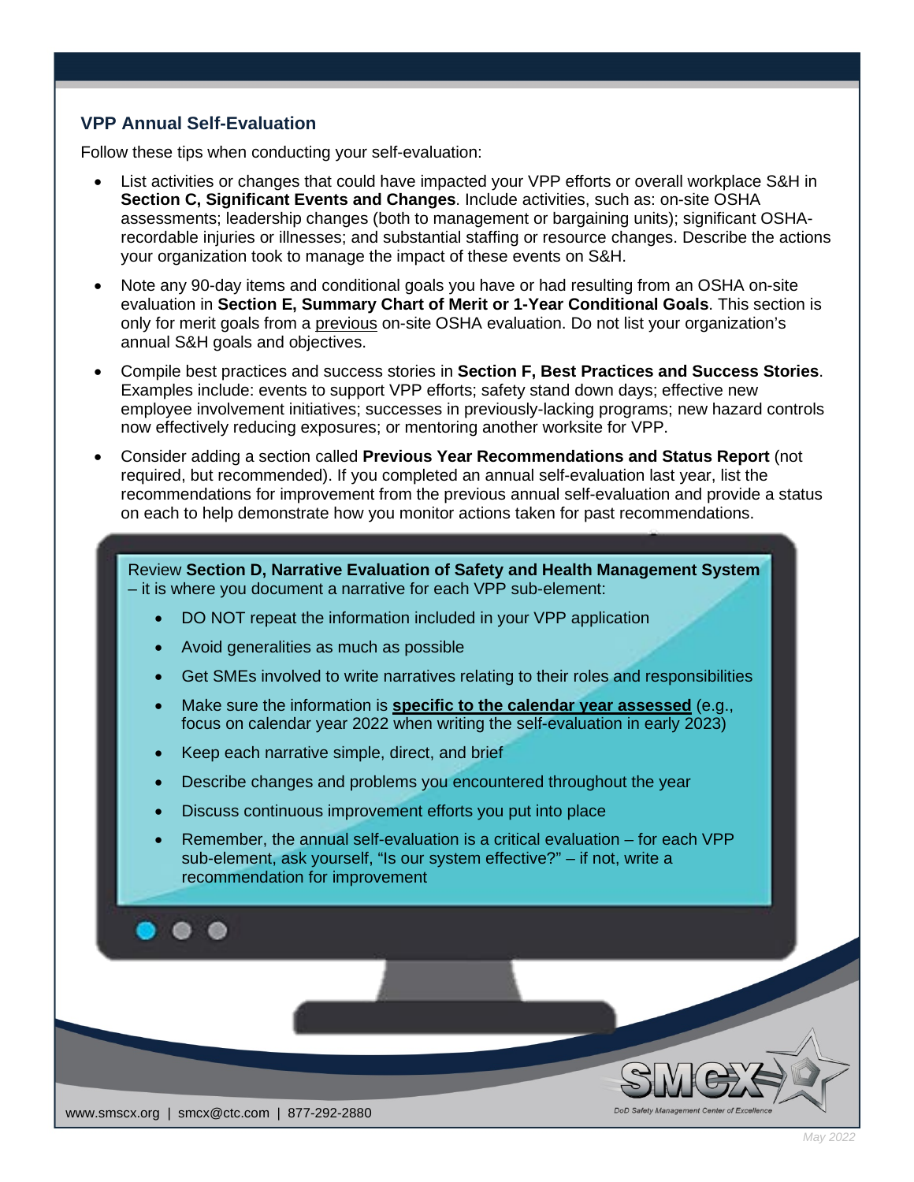## VPP Annual Self-Evaluation

Follow these tips when conducting your self-evaluation:

- List activities or changes that could have impacted your VPP efforts or overall workplace S&H in **Section C, Significant Events and Changes**. Include activities, such as: on-site OSHA assessments; leadership changes (both to management or bargaining units); significant OSHA-recordable injuries or illnesses; and substantial staffing or resource changes. Describe the actions your organization took to manage the impact of these events on S&H.
- Note any 90-day items and conditional goals you have or had resulting from an OSHA on-site evaluation in **Section E, Summary Chart of Merit or 1-Year Conditional Goals**. This section is only for merit goals from a <u>previous</u> on-site OSHA evaluation. Do not list your organization's annual S&H goals and objectives.
- Compile best practices and success stories in **Section F, Best Practices and Success Stories**. Examples include: events to support VPP efforts; safety stand down days; effective new employee involvement initiatives; successes in previously-lacking programs; new hazard controls now effectively reducing exposures; or mentoring another worksite for VPP.
- Consider adding a section called **Previous Year Recommendations and Status Report** (not required, but recommended). If you completed an annual self-evaluation last year, list the recommendations for improvement from the previous annual self-evaluation and provide a status on each to help demonstrate how you monitor actions taken for past recommendations.

Review **Section D, Narrative Evaluation of Safety and Health Management System** – it is where you document a narrative for each VPP sub-element:

- DO NOT repeat the information included in your VPP application
- Avoid generalities as much as possible
- Get SMEs involved to write narratives relating to their roles and responsibilities
- Make sure the information is **<u>specific to the calendar year assessed</u>** (e.g., focus on calendar year 2022 when writing the self-evaluation in early 2023)
- Keep each narrative simple, direct, and brief
- Describe changes and problems you encountered throughout the year
- Discuss continuous improvement efforts you put into place
- Remember, the annual self-evaluation is a critical evaluation – for each VPP sub-element, ask yourself, "Is our system effective?" – if not, write a recommendation for improvement

www.smscx.org | smcx@ctc.com | 877-292-2880

SMCX DoD Safety Management Center of Excellence

May 2022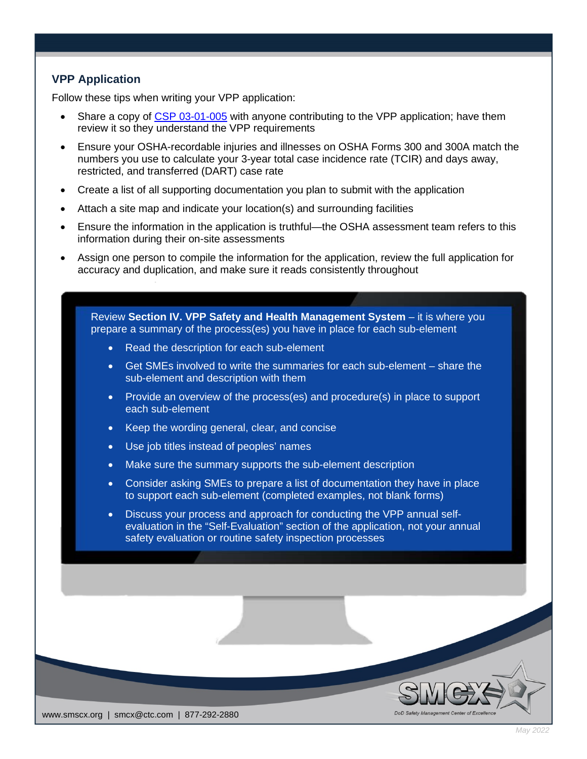## VPP Application

Follow these tips when writing your VPP application:

- Share a copy of [CSP 03-01-005] with anyone contributing to the VPP application; have them review it so they understand the VPP requirements
- Ensure your OSHA-recordable injuries and illnesses on OSHA Forms 300 and 300A match the numbers you use to calculate your 3-year total case incidence rate (TCIR) and days away, restricted, and transferred (DART) case rate
- Create a list of all supporting documentation you plan to submit with the application
- Attach a site map and indicate your location(s) and surrounding facilities
- Ensure the information in the application is truthful—the OSHA assessment team refers to this information during their on-site assessments
- Assign one person to compile the information for the application, review the full application for accuracy and duplication, and make sure it reads consistently throughout

Review **Section IV. VPP Safety and Health Management System** – it is where you prepare a summary of the process(es) you have in place for each sub-element

- Read the description for each sub-element
- Get SMEs involved to write the summaries for each sub-element – share the sub-element and description with them
- Provide an overview of the process(es) and procedure(s) in place to support each sub-element
- Keep the wording general, clear, and concise
- Use job titles instead of peoples' names
- Make sure the summary supports the sub-element description
- Consider asking SMEs to prepare a list of documentation they have in place to support each sub-element (completed examples, not blank forms)
- Discuss your process and approach for conducting the VPP annual self-evaluation in the "Self-Evaluation" section of the application, not your annual safety evaluation or routine safety inspection processes

www.smscx.org | smcx@ctc.com | 877-292-2880

SMCX DoD Safety Management Center of Excellence

*May 2022*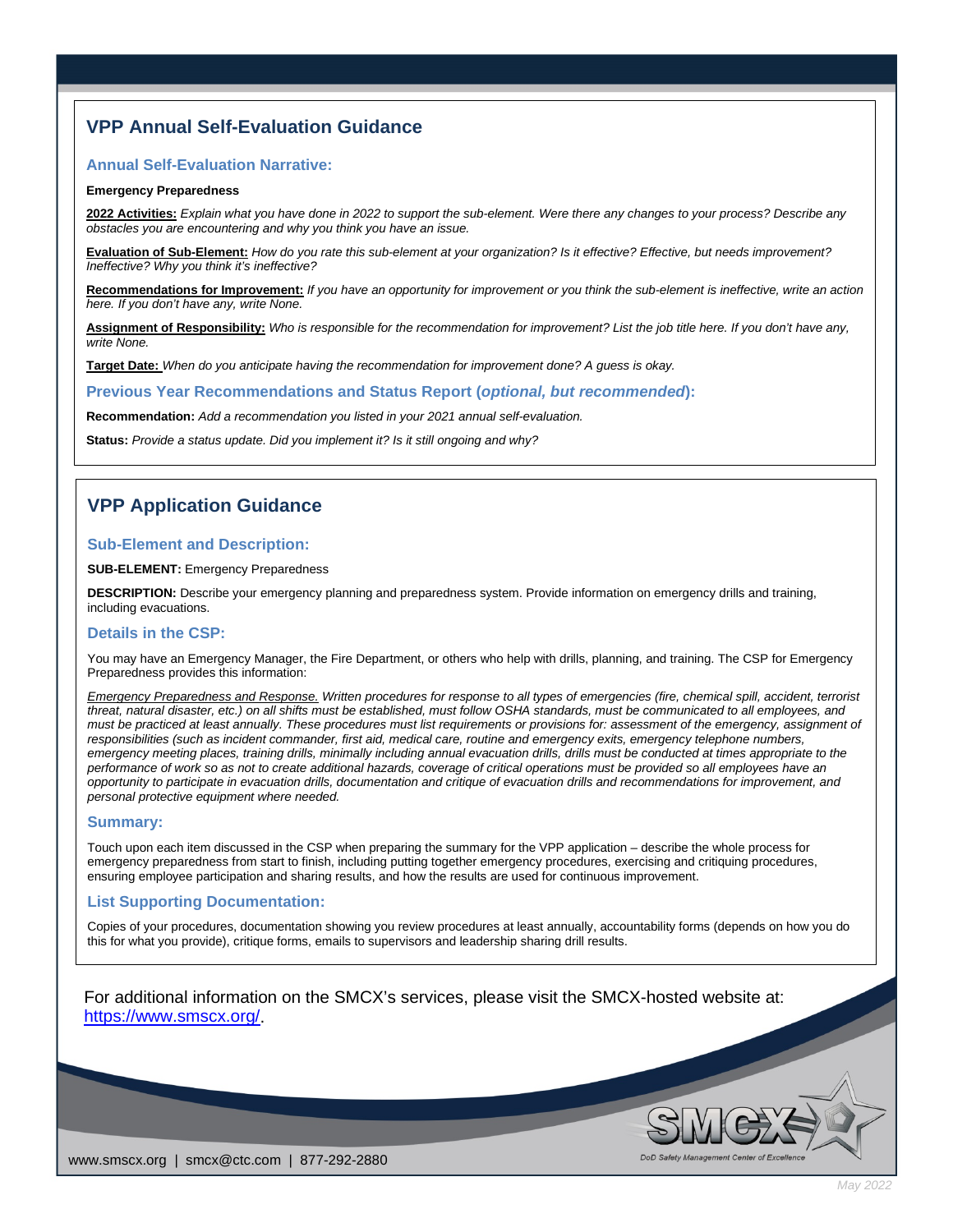## VPP Annual Self-Evaluation Guidance

### Annual Self-Evaluation Narrative:

**Emergency Preparedness**

**2022 Activities:** *Explain what you have done in 2022 to support the sub-element. Were there any changes to your process? Describe any obstacles you are encountering and why you think you have an issue.*

**Evaluation of Sub-Element:** *How do you rate this sub-element at your organization? Is it effective? Effective, but needs improvement? Ineffective? Why you think it's ineffective?*

**Recommendations for Improvement:** *If you have an opportunity for improvement or you think the sub-element is ineffective, write an action here. If you don't have any, write None.*

**Assignment of Responsibility:** *Who is responsible for the recommendation for improvement? List the job title here. If you don't have any, write None.*

**Target Date:** *When do you anticipate having the recommendation for improvement done? A guess is okay.*

### Previous Year Recommendations and Status Report (*optional, but recommended*):

**Recommendation:** *Add a recommendation you listed in your 2021 annual self-evaluation.*

**Status:** *Provide a status update. Did you implement it? Is it still ongoing and why?*

## VPP Application Guidance

### Sub-Element and Description:

**SUB-ELEMENT:** Emergency Preparedness

**DESCRIPTION:** Describe your emergency planning and preparedness system. Provide information on emergency drills and training, including evacuations.

### Details in the CSP:

You may have an Emergency Manager, the Fire Department, or others who help with drills, planning, and training. The CSP for Emergency Preparedness provides this information:

*Emergency Preparedness and Response. Written procedures for response to all types of emergencies (fire, chemical spill, accident, terrorist threat, natural disaster, etc.) on all shifts must be established, must follow OSHA standards, must be communicated to all employees, and must be practiced at least annually. These procedures must list requirements or provisions for: assessment of the emergency, assignment of responsibilities (such as incident commander, first aid, medical care, routine and emergency exits, emergency telephone numbers, emergency meeting places, training drills, minimally including annual evacuation drills, drills must be conducted at times appropriate to the performance of work so as not to create additional hazards, coverage of critical operations must be provided so all employees have an opportunity to participate in evacuation drills, documentation and critique of evacuation drills and recommendations for improvement, and personal protective equipment where needed.*

### Summary:

Touch upon each item discussed in the CSP when preparing the summary for the VPP application – describe the whole process for emergency preparedness from start to finish, including putting together emergency procedures, exercising and critiquing procedures, ensuring employee participation and sharing results, and how the results are used for continuous improvement.

### List Supporting Documentation:

Copies of your procedures, documentation showing you review procedures at least annually, accountability forms (depends on how you do this for what you provide), critique forms, emails to supervisors and leadership sharing drill results.

For additional information on the SMCX's services, please visit the SMCX-hosted website at: https://www.smcx.org/.

www.smcx.org | smcx@ctc.com | 877-292-2880

SMCX DoD Safety Management Center of Excellence

May 2022